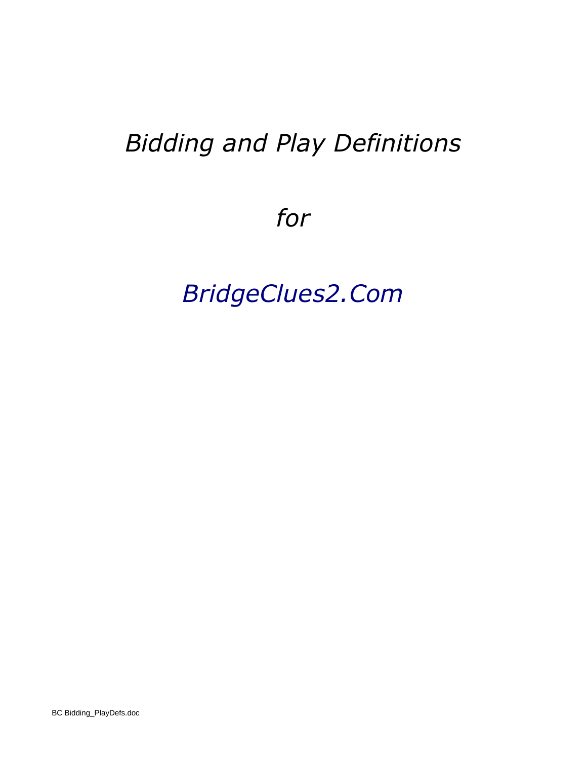# *Bidding and Play Definitions*

# *for*

# *BridgeClues2.Com*

BC Bidding_PlayDefs.doc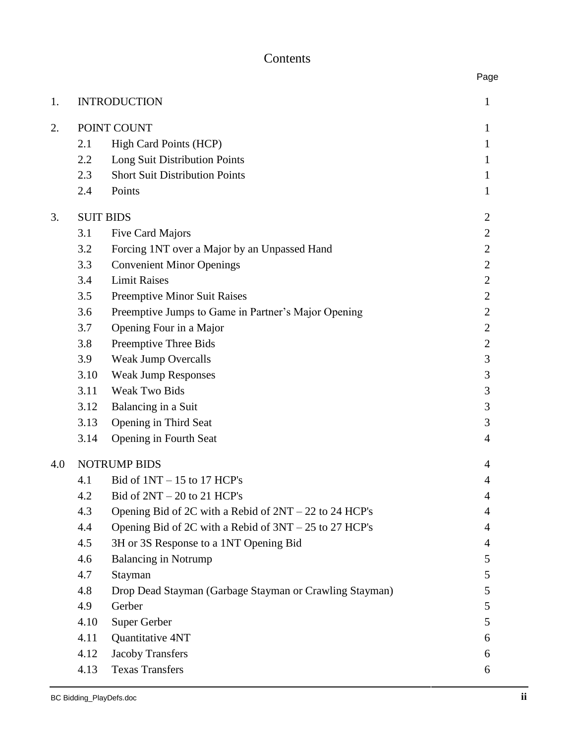# Contents

| | | | Page |
|---|---|---|---|
| 1. | INTRODUCTION | | 1 |
| 2. | POINT COUNT | | 1 |
| | 2.1 | High Card Points (HCP) | 1 |
| | 2.2 | Long Suit Distribution Points | 1 |
| | 2.3 | Short Suit Distribution Points | 1 |
| | 2.4 | Points | 1 |
| 3. | SUIT BIDS | | 2 |
| | 3.1 | Five Card Majors | 2 |
| | 3.2 | Forcing 1NT over a Major by an Unpassed Hand | 2 |
| | 3.3 | Convenient Minor Openings | 2 |
| | 3.4 | Limit Raises | 2 |
| | 3.5 | Preemptive Minor Suit Raises | 2 |
| | 3.6 | Preemptive Jumps to Game in Partner's Major Opening | 2 |
| | 3.7 | Opening Four in a Major | 2 |
| | 3.8 | Preemptive Three Bids | 2 |
| | 3.9 | Weak Jump Overcalls | 3 |
| | 3.10 | Weak Jump Responses | 3 |
| | 3.11 | Weak Two Bids | 3 |
| | 3.12 | Balancing in a Suit | 3 |
| | 3.13 | Opening in Third Seat | 3 |
| | 3.14 | Opening in Fourth Seat | 4 |
| 4.0 | NOTRUMP BIDS | | 4 |
| | 4.1 | Bid of 1NT – 15 to 17 HCP's | 4 |
| | 4.2 | Bid of 2NT – 20 to 21 HCP's | 4 |
| | 4.3 | Opening Bid of 2C with a Rebid of 2NT – 22 to 24 HCP's | 4 |
| | 4.4 | Opening Bid of 2C with a Rebid of 3NT – 25 to 27 HCP's | 4 |
| | 4.5 | 3H or 3S Response to a 1NT Opening Bid | 4 |
| | 4.6 | Balancing in Notrump | 5 |
| | 4.7 | Stayman | 5 |
| | 4.8 | Drop Dead Stayman (Garbage Stayman or Crawling Stayman) | 5 |
| | 4.9 | Gerber | 5 |
| | 4.10 | Super Gerber | 5 |
| | 4.11 | Quantitative 4NT | 6 |
| | 4.12 | Jacoby Transfers | 6 |
| | 4.13 | Texas Transfers | 6 |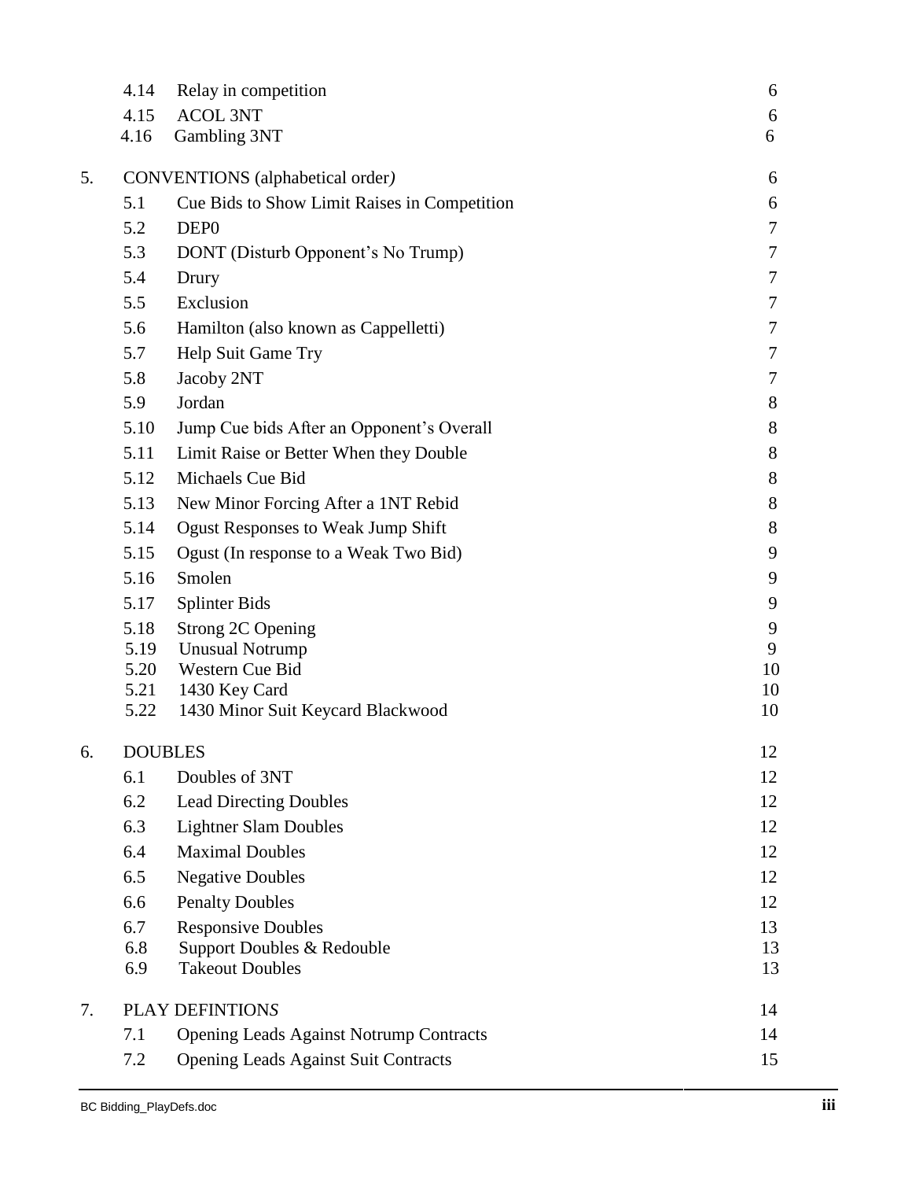| | | |
|---|---|---|
| 4.14 | Relay in competition | 6 |
| 4.15 | ACOL 3NT | 6 |
| 4.16 | Gambling 3NT | 6 |
| **5.** | **CONVENTIONS (alphabetical order)** | **6** |
| 5.1 | Cue Bids to Show Limit Raises in Competition | 6 |
| 5.2 | DEP0 | 7 |
| 5.3 | DONT (Disturb Opponent's No Trump) | 7 |
| 5.4 | Drury | 7 |
| 5.5 | Exclusion | 7 |
| 5.6 | Hamilton (also known as Cappelletti) | 7 |
| 5.7 | Help Suit Game Try | 7 |
| 5.8 | Jacoby 2NT | 7 |
| 5.9 | Jordan | 8 |
| 5.10 | Jump Cue bids After an Opponent's Overall | 8 |
| 5.11 | Limit Raise or Better When they Double | 8 |
| 5.12 | Michaels Cue Bid | 8 |
| 5.13 | New Minor Forcing After a 1NT Rebid | 8 |
| 5.14 | Ogust Responses to Weak Jump Shift | 8 |
| 5.15 | Ogust (In response to a Weak Two Bid) | 9 |
| 5.16 | Smolen | 9 |
| 5.17 | Splinter Bids | 9 |
| 5.18 | Strong 2C Opening | 9 |
| 5.19 | Unusual Notrump | 9 |
| 5.20 | Western Cue Bid | 10 |
| 5.21 | 1430 Key Card | 10 |
| 5.22 | 1430 Minor Suit Keycard Blackwood | 10 |
| **6.** | **DOUBLES** | **12** |
| 6.1 | Doubles of 3NT | 12 |
| 6.2 | Lead Directing Doubles | 12 |
| 6.3 | Lightner Slam Doubles | 12 |
| 6.4 | Maximal Doubles | 12 |
| 6.5 | Negative Doubles | 12 |
| 6.6 | Penalty Doubles | 12 |
| 6.7 | Responsive Doubles | 13 |
| 6.8 | Support Doubles & Redouble | 13 |
| 6.9 | Takeout Doubles | 13 |
| **7.** | **PLAY DEFINTIONS** | **14** |
| 7.1 | Opening Leads Against Notrump Contracts | 14 |
| 7.2 | Opening Leads Against Suit Contracts | 15 |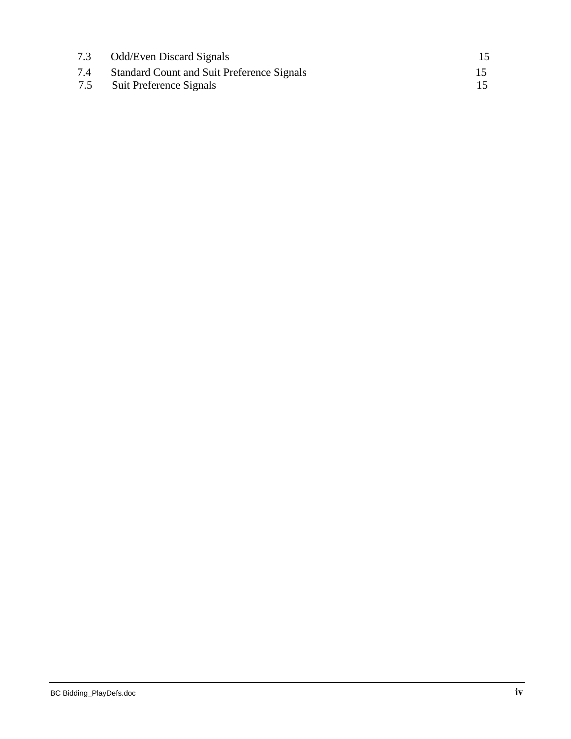| | | |
|---|---|---|
| 7.3 | Odd/Even Discard Signals | 15 |
| 7.4 | Standard Count and Suit Preference Signals | 15 |
| 7.5 | Suit Preference Signals | 15 |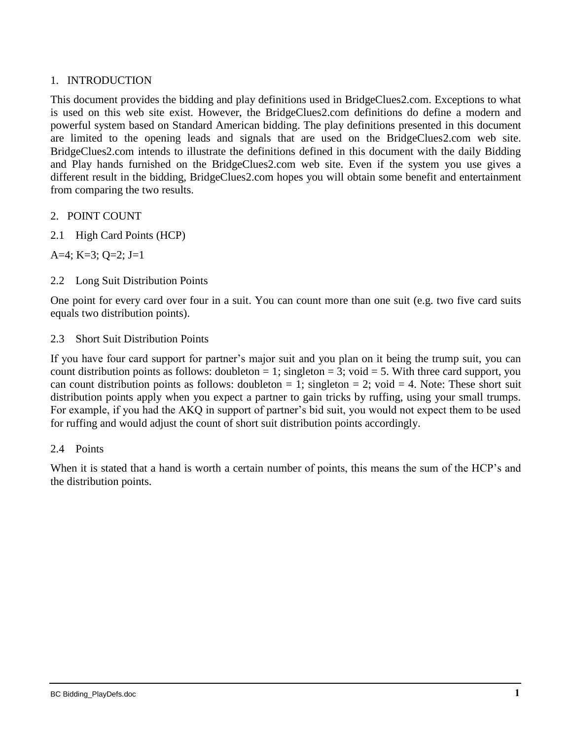# 1. INTRODUCTION

This document provides the bidding and play definitions used in BridgeClues2.com. Exceptions to what is used on this web site exist. However, the BridgeClues2.com definitions do define a modern and powerful system based on Standard American bidding. The play definitions presented in this document are limited to the opening leads and signals that are used on the BridgeClues2.com web site. BridgeClues2.com intends to illustrate the definitions defined in this document with the daily Bidding and Play hands furnished on the BridgeClues2.com web site. Even if the system you use gives a different result in the bidding, BridgeClues2.com hopes you will obtain some benefit and entertainment from comparing the two results.

# 2. POINT COUNT

## 2.1 High Card Points (HCP)

A=4; K=3; Q=2; J=1

## 2.2 Long Suit Distribution Points

One point for every card over four in a suit. You can count more than one suit (e.g. two five card suits equals two distribution points).

## 2.3 Short Suit Distribution Points

If you have four card support for partner's major suit and you plan on it being the trump suit, you can count distribution points as follows: doubleton = 1; singleton = 3; void = 5. With three card support, you can count distribution points as follows: doubleton = 1; singleton = 2; void = 4. Note: These short suit distribution points apply when you expect a partner to gain tricks by ruffing, using your small trumps. For example, if you had the AKQ in support of partner's bid suit, you would not expect them to be used for ruffing and would adjust the count of short suit distribution points accordingly.

## 2.4 Points

When it is stated that a hand is worth a certain number of points, this means the sum of the HCP's and the distribution points.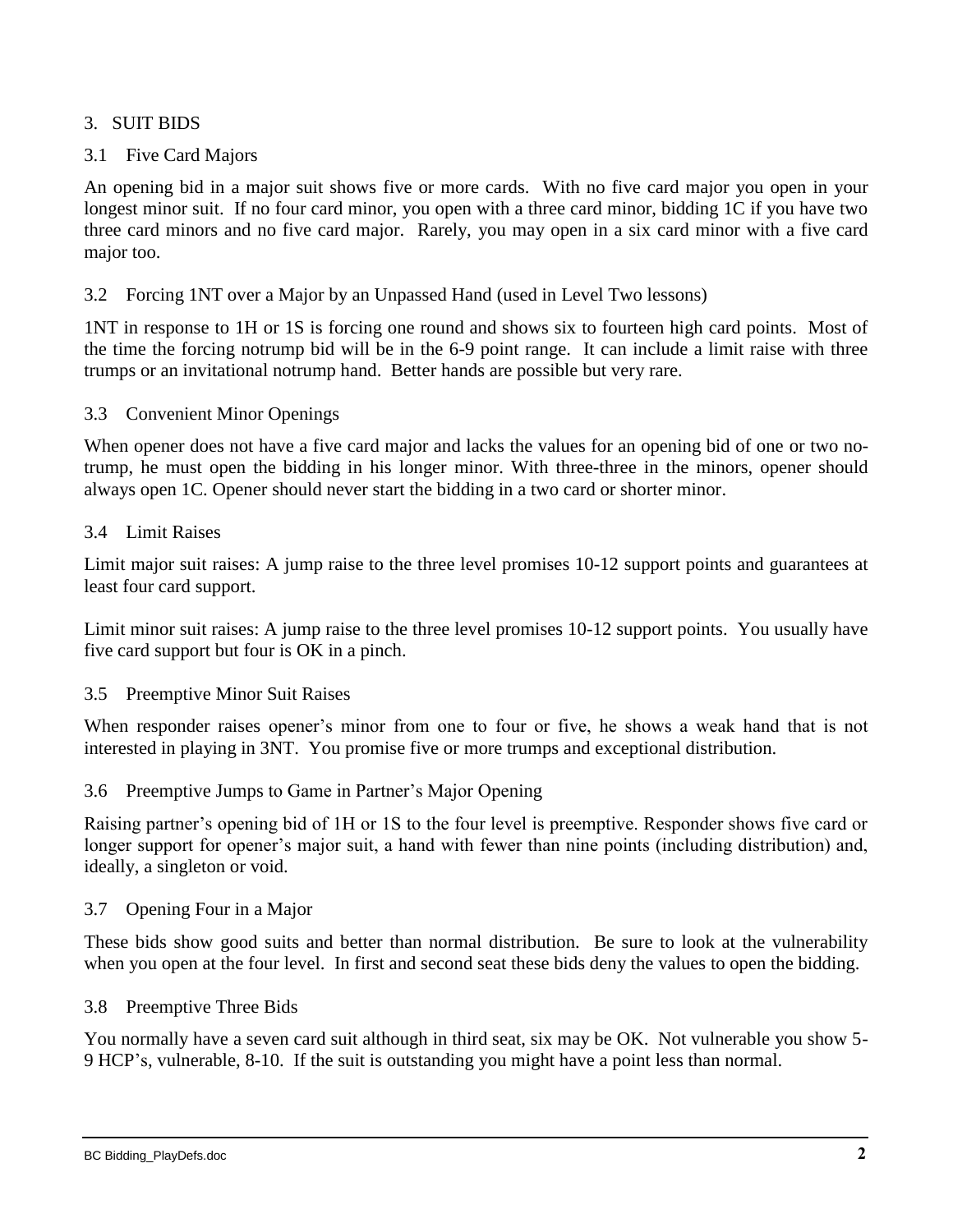## 3. SUIT BIDS

### 3.1 Five Card Majors

An opening bid in a major suit shows five or more cards. With no five card major you open in your longest minor suit. If no four card minor, you open with a three card minor, bidding 1C if you have two three card minors and no five card major. Rarely, you may open in a six card minor with a five card major too.

### 3.2 Forcing 1NT over a Major by an Unpassed Hand (used in Level Two lessons)

1NT in response to 1H or 1S is forcing one round and shows six to fourteen high card points. Most of the time the forcing notrump bid will be in the 6-9 point range. It can include a limit raise with three trumps or an invitational notrump hand. Better hands are possible but very rare.

### 3.3 Convenient Minor Openings

When opener does not have a five card major and lacks the values for an opening bid of one or two no-trump, he must open the bidding in his longer minor. With three-three in the minors, opener should always open 1C. Opener should never start the bidding in a two card or shorter minor.

### 3.4 Limit Raises

Limit major suit raises: A jump raise to the three level promises 10-12 support points and guarantees at least four card support.

Limit minor suit raises: A jump raise to the three level promises 10-12 support points. You usually have five card support but four is OK in a pinch.

### 3.5 Preemptive Minor Suit Raises

When responder raises opener's minor from one to four or five, he shows a weak hand that is not interested in playing in 3NT. You promise five or more trumps and exceptional distribution.

### 3.6 Preemptive Jumps to Game in Partner's Major Opening

Raising partner's opening bid of 1H or 1S to the four level is preemptive. Responder shows five card or longer support for opener's major suit, a hand with fewer than nine points (including distribution) and, ideally, a singleton or void.

### 3.7 Opening Four in a Major

These bids show good suits and better than normal distribution. Be sure to look at the vulnerability when you open at the four level. In first and second seat these bids deny the values to open the bidding.

### 3.8 Preemptive Three Bids

You normally have a seven card suit although in third seat, six may be OK. Not vulnerable you show 5-9 HCP's, vulnerable, 8-10. If the suit is outstanding you might have a point less than normal.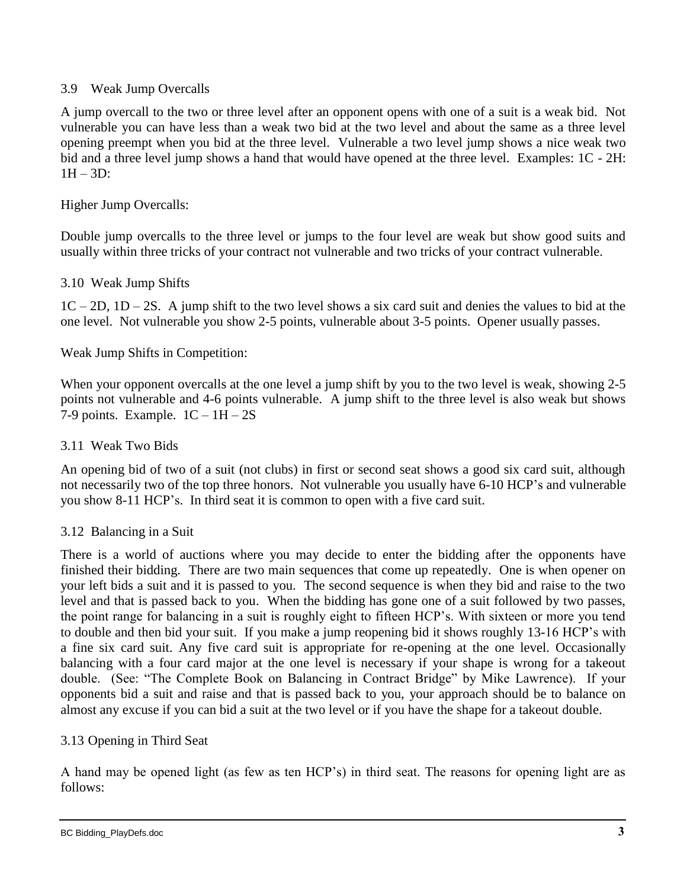## 3.9 Weak Jump Overcalls

A jump overcall to the two or three level after an opponent opens with one of a suit is a weak bid. Not vulnerable you can have less than a weak two bid at the two level and about the same as a three level opening preempt when you bid at the three level. Vulnerable a two level jump shows a nice weak two bid and a three level jump shows a hand that would have opened at the three level. Examples: 1C - 2H: 1H – 3D:

Higher Jump Overcalls:

Double jump overcalls to the three level or jumps to the four level are weak but show good suits and usually within three tricks of your contract not vulnerable and two tricks of your contract vulnerable.

## 3.10 Weak Jump Shifts

1C – 2D, 1D – 2S. A jump shift to the two level shows a six card suit and denies the values to bid at the one level. Not vulnerable you show 2-5 points, vulnerable about 3-5 points. Opener usually passes.

Weak Jump Shifts in Competition:

When your opponent overcalls at the one level a jump shift by you to the two level is weak, showing 2-5 points not vulnerable and 4-6 points vulnerable. A jump shift to the three level is also weak but shows 7-9 points. Example. 1C – 1H – 2S

## 3.11 Weak Two Bids

An opening bid of two of a suit (not clubs) in first or second seat shows a good six card suit, although not necessarily two of the top three honors. Not vulnerable you usually have 6-10 HCP's and vulnerable you show 8-11 HCP's. In third seat it is common to open with a five card suit.

## 3.12 Balancing in a Suit

There is a world of auctions where you may decide to enter the bidding after the opponents have finished their bidding. There are two main sequences that come up repeatedly. One is when opener on your left bids a suit and it is passed to you. The second sequence is when they bid and raise to the two level and that is passed back to you. When the bidding has gone one of a suit followed by two passes, the point range for balancing in a suit is roughly eight to fifteen HCP's. With sixteen or more you tend to double and then bid your suit. If you make a jump reopening bid it shows roughly 13-16 HCP's with a fine six card suit. Any five card suit is appropriate for re-opening at the one level. Occasionally balancing with a four card major at the one level is necessary if your shape is wrong for a takeout double. (See: "The Complete Book on Balancing in Contract Bridge" by Mike Lawrence). If your opponents bid a suit and raise and that is passed back to you, your approach should be to balance on almost any excuse if you can bid a suit at the two level or if you have the shape for a takeout double.

## 3.13 Opening in Third Seat

A hand may be opened light (as few as ten HCP's) in third seat. The reasons for opening light are as follows: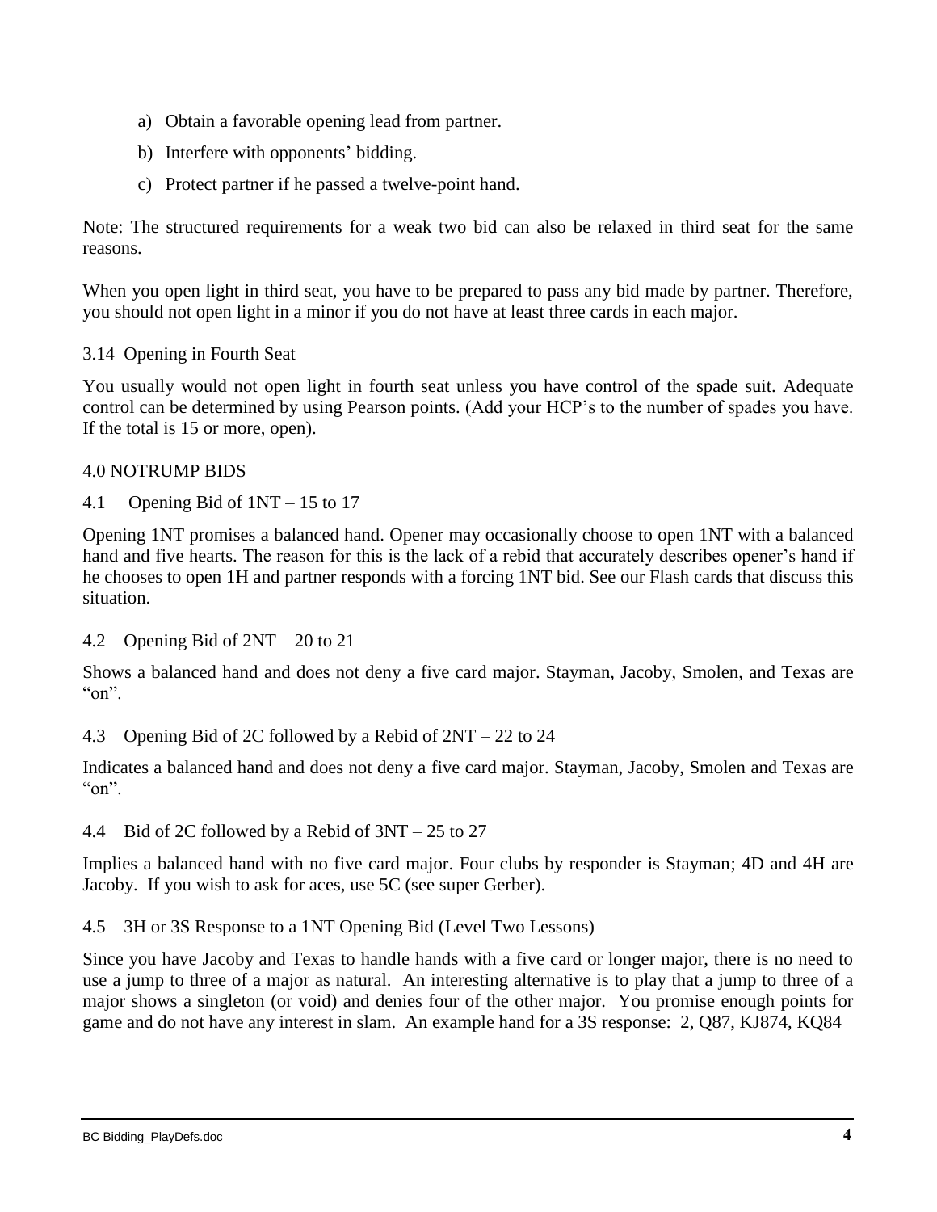a) Obtain a favorable opening lead from partner.
b) Interfere with opponents' bidding.
c) Protect partner if he passed a twelve-point hand.

Note: The structured requirements for a weak two bid can also be relaxed in third seat for the same reasons.

When you open light in third seat, you have to be prepared to pass any bid made by partner. Therefore, you should not open light in a minor if you do not have at least three cards in each major.

### 3.14 Opening in Fourth Seat

You usually would not open light in fourth seat unless you have control of the spade suit. Adequate control can be determined by using Pearson points. (Add your HCP's to the number of spades you have. If the total is 15 or more, open).

## 4.0 NOTRUMP BIDS

### 4.1 Opening Bid of 1NT – 15 to 17

Opening 1NT promises a balanced hand. Opener may occasionally choose to open 1NT with a balanced hand and five hearts. The reason for this is the lack of a rebid that accurately describes opener's hand if he chooses to open 1H and partner responds with a forcing 1NT bid. See our Flash cards that discuss this situation.

### 4.2 Opening Bid of 2NT – 20 to 21

Shows a balanced hand and does not deny a five card major. Stayman, Jacoby, Smolen, and Texas are "on".

### 4.3 Opening Bid of 2C followed by a Rebid of 2NT – 22 to 24

Indicates a balanced hand and does not deny a five card major. Stayman, Jacoby, Smolen and Texas are "on".

### 4.4 Bid of 2C followed by a Rebid of 3NT – 25 to 27

Implies a balanced hand with no five card major. Four clubs by responder is Stayman; 4D and 4H are Jacoby. If you wish to ask for aces, use 5C (see super Gerber).

### 4.5 3H or 3S Response to a 1NT Opening Bid (Level Two Lessons)

Since you have Jacoby and Texas to handle hands with a five card or longer major, there is no need to use a jump to three of a major as natural. An interesting alternative is to play that a jump to three of a major shows a singleton (or void) and denies four of the other major. You promise enough points for game and do not have any interest in slam. An example hand for a 3S response: 2, Q87, KJ874, KQ84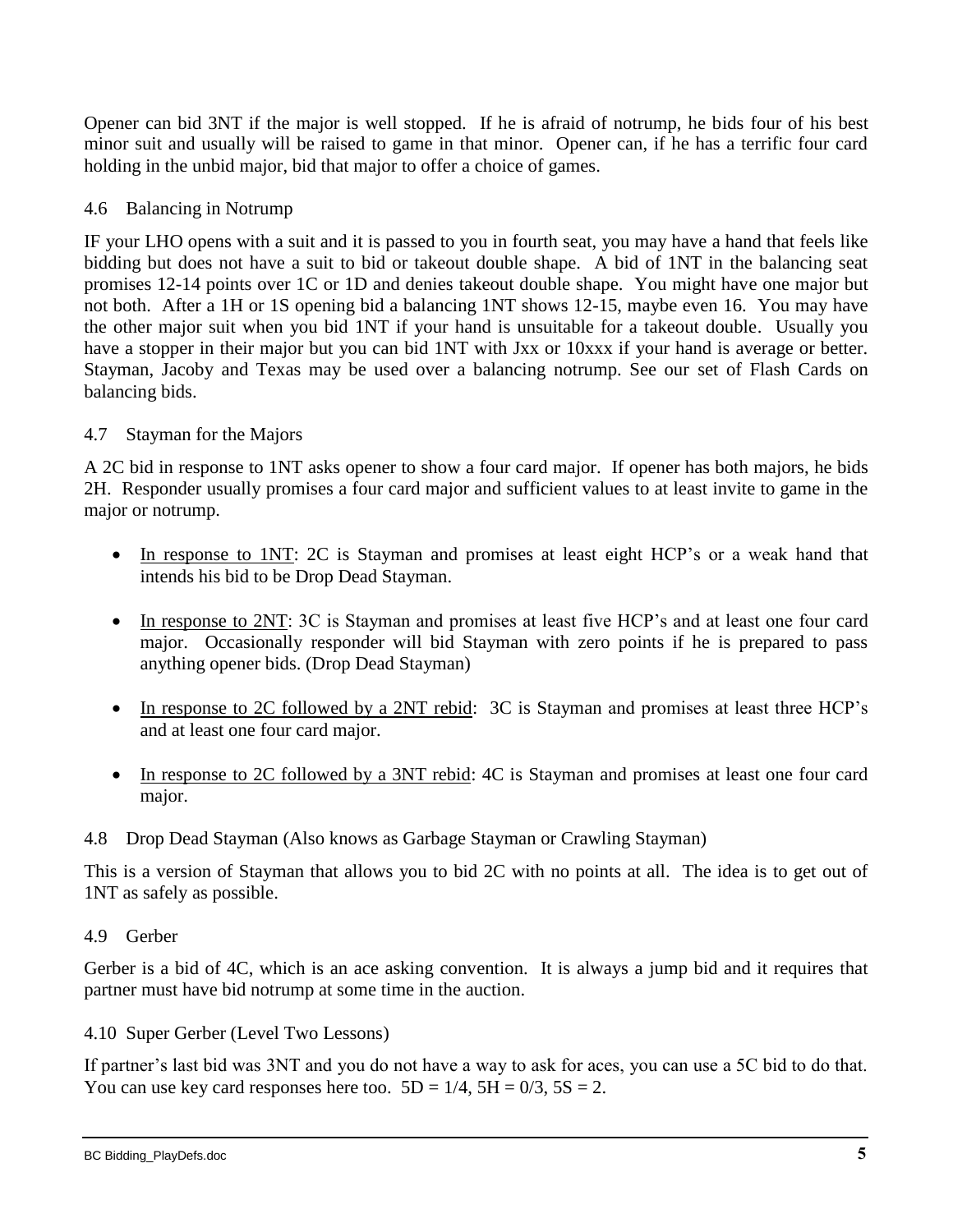Opener can bid 3NT if the major is well stopped. If he is afraid of notrump, he bids four of his best minor suit and usually will be raised to game in that minor. Opener can, if he has a terrific four card holding in the unbid major, bid that major to offer a choice of games.

### 4.6 Balancing in Notrump

IF your LHO opens with a suit and it is passed to you in fourth seat, you may have a hand that feels like bidding but does not have a suit to bid or takeout double shape. A bid of 1NT in the balancing seat promises 12-14 points over 1C or 1D and denies takeout double shape. You might have one major but not both. After a 1H or 1S opening bid a balancing 1NT shows 12-15, maybe even 16. You may have the other major suit when you bid 1NT if your hand is unsuitable for a takeout double. Usually you have a stopper in their major but you can bid 1NT with Jxx or 10xxx if your hand is average or better. Stayman, Jacoby and Texas may be used over a balancing notrump. See our set of Flash Cards on balancing bids.

### 4.7 Stayman for the Majors

A 2C bid in response to 1NT asks opener to show a four card major. If opener has both majors, he bids 2H. Responder usually promises a four card major and sufficient values to at least invite to game in the major or notrump.

- In response to 1NT: 2C is Stayman and promises at least eight HCP's or a weak hand that intends his bid to be Drop Dead Stayman.
- In response to 2NT: 3C is Stayman and promises at least five HCP's and at least one four card major. Occasionally responder will bid Stayman with zero points if he is prepared to pass anything opener bids. (Drop Dead Stayman)
- In response to 2C followed by a 2NT rebid: 3C is Stayman and promises at least three HCP's and at least one four card major.
- In response to 2C followed by a 3NT rebid: 4C is Stayman and promises at least one four card major.

### 4.8 Drop Dead Stayman (Also knows as Garbage Stayman or Crawling Stayman)

This is a version of Stayman that allows you to bid 2C with no points at all. The idea is to get out of 1NT as safely as possible.

### 4.9 Gerber

Gerber is a bid of 4C, which is an ace asking convention. It is always a jump bid and it requires that partner must have bid notrump at some time in the auction.

### 4.10 Super Gerber (Level Two Lessons)

If partner's last bid was 3NT and you do not have a way to ask for aces, you can use a 5C bid to do that. You can use key card responses here too. 5D = 1/4, 5H = 0/3, 5S = 2.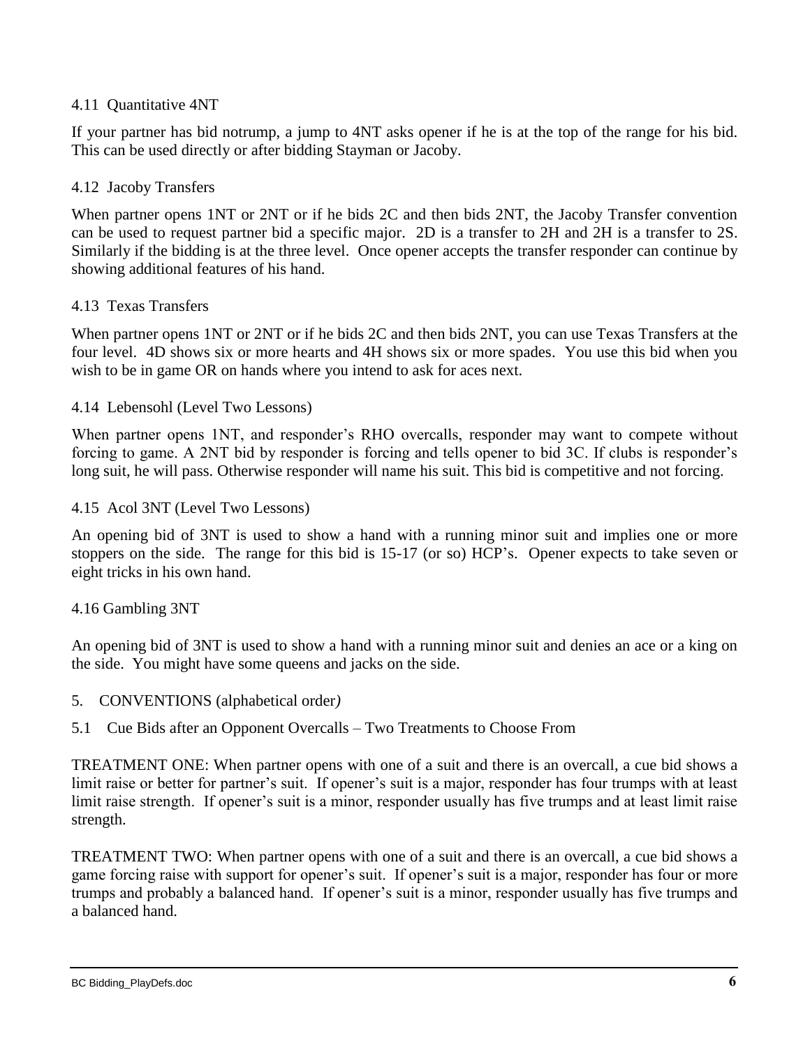### 4.11 Quantitative 4NT

If your partner has bid notrump, a jump to 4NT asks opener if he is at the top of the range for his bid. This can be used directly or after bidding Stayman or Jacoby.

### 4.12 Jacoby Transfers

When partner opens 1NT or 2NT or if he bids 2C and then bids 2NT, the Jacoby Transfer convention can be used to request partner bid a specific major. 2D is a transfer to 2H and 2H is a transfer to 2S. Similarly if the bidding is at the three level. Once opener accepts the transfer responder can continue by showing additional features of his hand.

### 4.13 Texas Transfers

When partner opens 1NT or 2NT or if he bids 2C and then bids 2NT, you can use Texas Transfers at the four level. 4D shows six or more hearts and 4H shows six or more spades. You use this bid when you wish to be in game OR on hands where you intend to ask for aces next.

### 4.14 Lebensohl (Level Two Lessons)

When partner opens 1NT, and responder's RHO overcalls, responder may want to compete without forcing to game. A 2NT bid by responder is forcing and tells opener to bid 3C. If clubs is responder's long suit, he will pass. Otherwise responder will name his suit. This bid is competitive and not forcing.

### 4.15 Acol 3NT (Level Two Lessons)

An opening bid of 3NT is used to show a hand with a running minor suit and implies one or more stoppers on the side. The range for this bid is 15-17 (or so) HCP's. Opener expects to take seven or eight tricks in his own hand.

### 4.16 Gambling 3NT

An opening bid of 3NT is used to show a hand with a running minor suit and denies an ace or a king on the side. You might have some queens and jacks on the side.

## 5. CONVENTIONS (alphabetical order*)*

### 5.1 Cue Bids after an Opponent Overcalls – Two Treatments to Choose From

TREATMENT ONE: When partner opens with one of a suit and there is an overcall, a cue bid shows a limit raise or better for partner's suit. If opener's suit is a major, responder has four trumps with at least limit raise strength. If opener's suit is a minor, responder usually has five trumps and at least limit raise strength.

TREATMENT TWO: When partner opens with one of a suit and there is an overcall, a cue bid shows a game forcing raise with support for opener's suit. If opener's suit is a major, responder has four or more trumps and probably a balanced hand. If opener's suit is a minor, responder usually has five trumps and a balanced hand.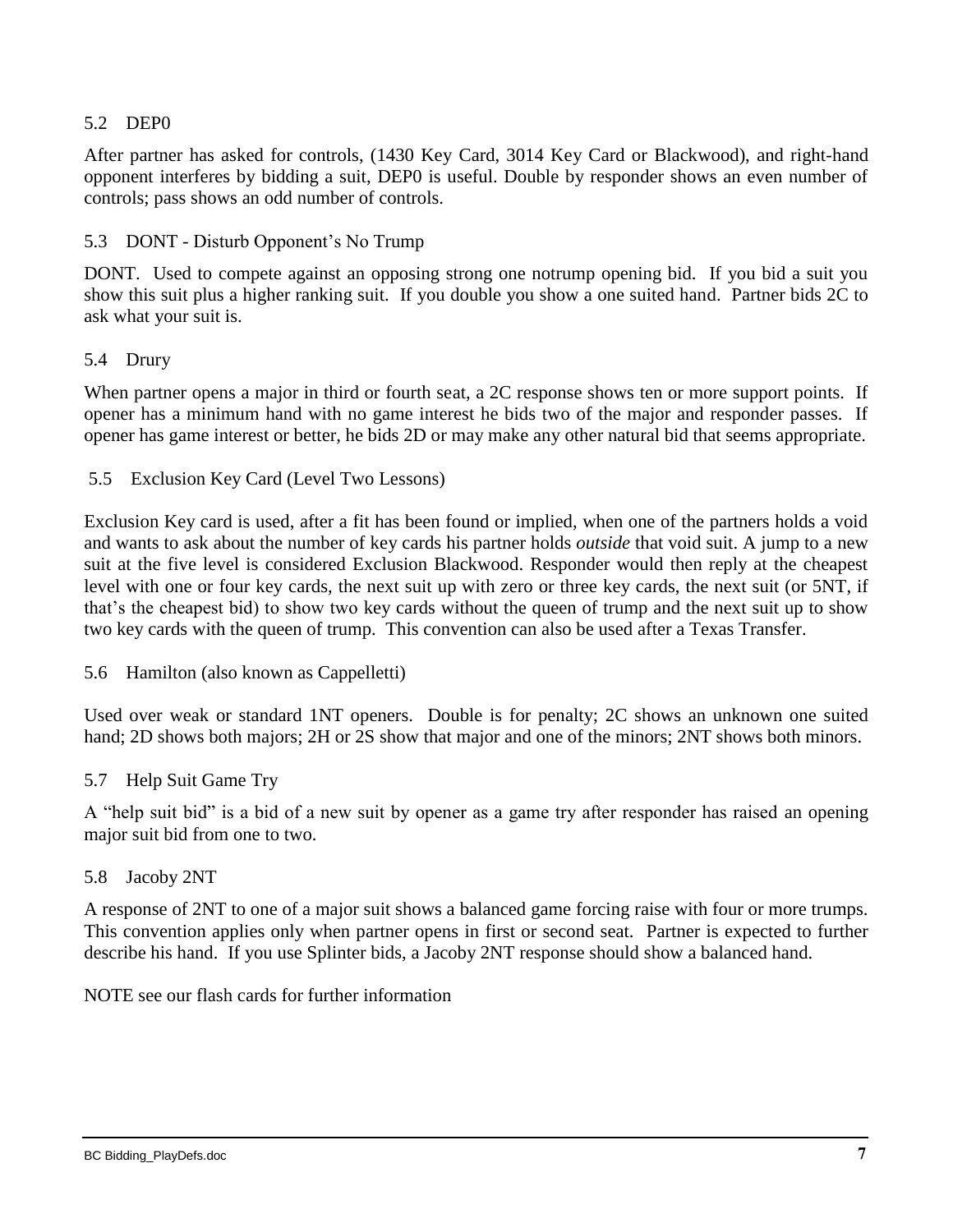### 5.2 DEP0

After partner has asked for controls, (1430 Key Card, 3014 Key Card or Blackwood), and right-hand opponent interferes by bidding a suit, DEP0 is useful. Double by responder shows an even number of controls; pass shows an odd number of controls.

### 5.3 DONT - Disturb Opponent's No Trump

DONT. Used to compete against an opposing strong one notrump opening bid. If you bid a suit you show this suit plus a higher ranking suit. If you double you show a one suited hand. Partner bids 2C to ask what your suit is.

### 5.4 Drury

When partner opens a major in third or fourth seat, a 2C response shows ten or more support points. If opener has a minimum hand with no game interest he bids two of the major and responder passes. If opener has game interest or better, he bids 2D or may make any other natural bid that seems appropriate.

### 5.5 Exclusion Key Card (Level Two Lessons)

Exclusion Key card is used, after a fit has been found or implied, when one of the partners holds a void and wants to ask about the number of key cards his partner holds *outside* that void suit. A jump to a new suit at the five level is considered Exclusion Blackwood. Responder would then reply at the cheapest level with one or four key cards, the next suit up with zero or three key cards, the next suit (or 5NT, if that's the cheapest bid) to show two key cards without the queen of trump and the next suit up to show two key cards with the queen of trump. This convention can also be used after a Texas Transfer.

### 5.6 Hamilton (also known as Cappelletti)

Used over weak or standard 1NT openers. Double is for penalty; 2C shows an unknown one suited hand; 2D shows both majors; 2H or 2S show that major and one of the minors; 2NT shows both minors.

### 5.7 Help Suit Game Try

A "help suit bid" is a bid of a new suit by opener as a game try after responder has raised an opening major suit bid from one to two.

### 5.8 Jacoby 2NT

A response of 2NT to one of a major suit shows a balanced game forcing raise with four or more trumps. This convention applies only when partner opens in first or second seat. Partner is expected to further describe his hand. If you use Splinter bids, a Jacoby 2NT response should show a balanced hand.

NOTE see our flash cards for further information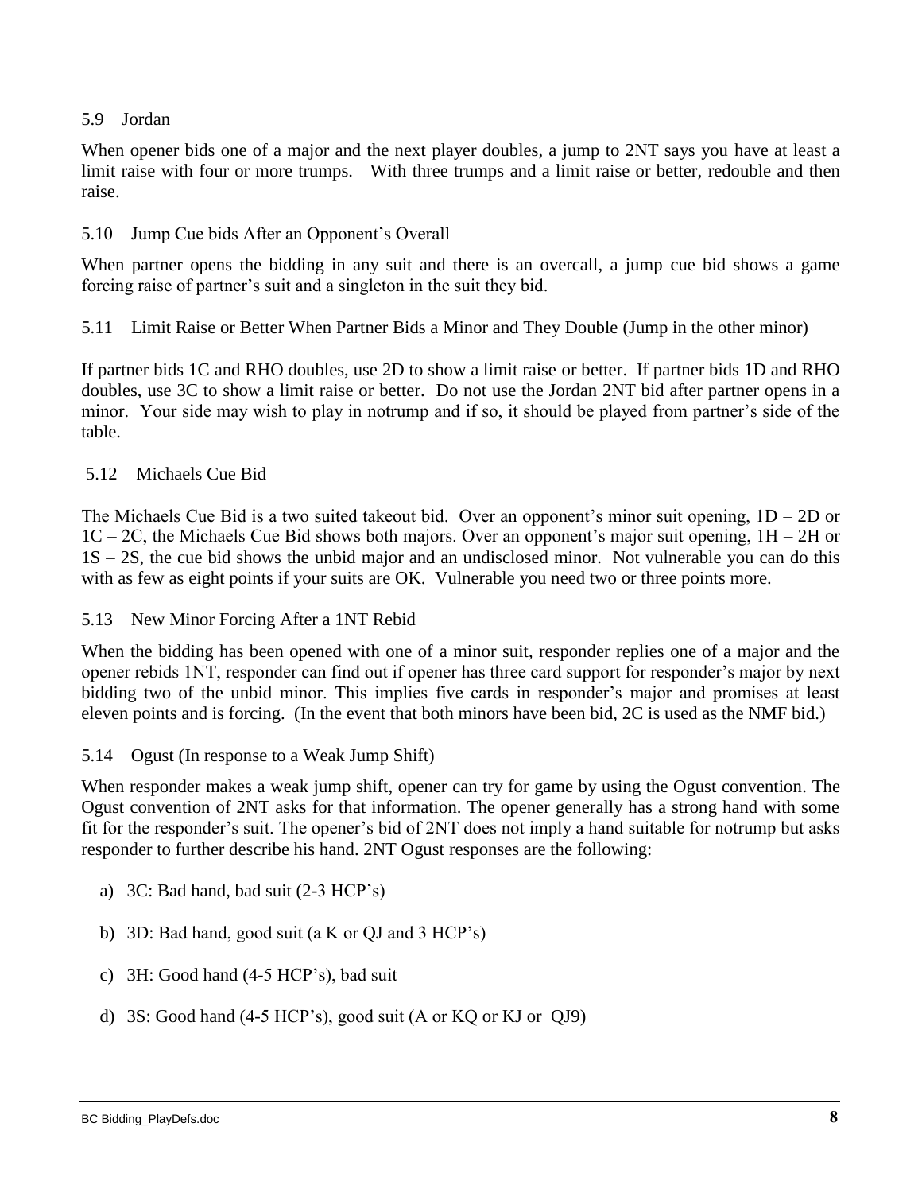### 5.9 Jordan

When opener bids one of a major and the next player doubles, a jump to 2NT says you have at least a limit raise with four or more trumps. With three trumps and a limit raise or better, redouble and then raise.

### 5.10 Jump Cue bids After an Opponent's Overall

When partner opens the bidding in any suit and there is an overcall, a jump cue bid shows a game forcing raise of partner's suit and a singleton in the suit they bid.

### 5.11 Limit Raise or Better When Partner Bids a Minor and They Double (Jump in the other minor)

If partner bids 1C and RHO doubles, use 2D to show a limit raise or better. If partner bids 1D and RHO doubles, use 3C to show a limit raise or better. Do not use the Jordan 2NT bid after partner opens in a minor. Your side may wish to play in notrump and if so, it should be played from partner's side of the table.

### 5.12 Michaels Cue Bid

The Michaels Cue Bid is a two suited takeout bid. Over an opponent's minor suit opening, 1D – 2D or 1C – 2C, the Michaels Cue Bid shows both majors. Over an opponent's major suit opening, 1H – 2H or 1S – 2S, the cue bid shows the unbid major and an undisclosed minor. Not vulnerable you can do this with as few as eight points if your suits are OK. Vulnerable you need two or three points more.

### 5.13 New Minor Forcing After a 1NT Rebid

When the bidding has been opened with one of a minor suit, responder replies one of a major and the opener rebids 1NT, responder can find out if opener has three card support for responder's major by next bidding two of the unbid minor. This implies five cards in responder's major and promises at least eleven points and is forcing. (In the event that both minors have been bid, 2C is used as the NMF bid.)

### 5.14 Ogust (In response to a Weak Jump Shift)

When responder makes a weak jump shift, opener can try for game by using the Ogust convention. The Ogust convention of 2NT asks for that information. The opener generally has a strong hand with some fit for the responder's suit. The opener's bid of 2NT does not imply a hand suitable for notrump but asks responder to further describe his hand. 2NT Ogust responses are the following:

a) 3C: Bad hand, bad suit (2-3 HCP's)

b) 3D: Bad hand, good suit (a K or QJ and 3 HCP's)

c) 3H: Good hand (4-5 HCP's), bad suit

d) 3S: Good hand (4-5 HCP's), good suit (A or KQ or KJ or QJ9)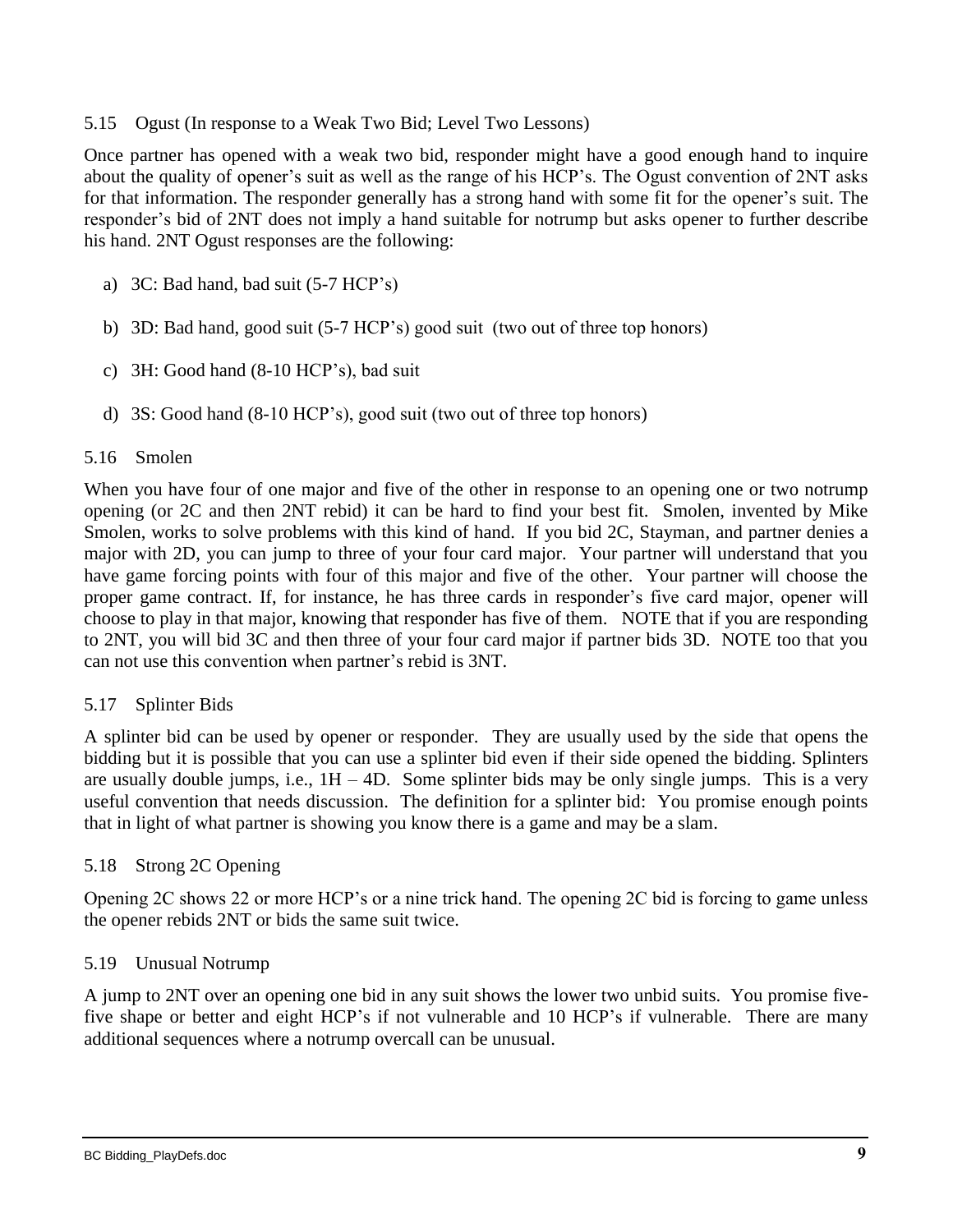## 5.15 Ogust (In response to a Weak Two Bid; Level Two Lessons)

Once partner has opened with a weak two bid, responder might have a good enough hand to inquire about the quality of opener's suit as well as the range of his HCP's. The Ogust convention of 2NT asks for that information. The responder generally has a strong hand with some fit for the opener's suit. The responder's bid of 2NT does not imply a hand suitable for notrump but asks opener to further describe his hand. 2NT Ogust responses are the following:

a) 3C: Bad hand, bad suit (5-7 HCP's)

b) 3D: Bad hand, good suit (5-7 HCP's) good suit (two out of three top honors)

c) 3H: Good hand (8-10 HCP's), bad suit

d) 3S: Good hand (8-10 HCP's), good suit (two out of three top honors)

## 5.16 Smolen

When you have four of one major and five of the other in response to an opening one or two notrump opening (or 2C and then 2NT rebid) it can be hard to find your best fit. Smolen, invented by Mike Smolen, works to solve problems with this kind of hand. If you bid 2C, Stayman, and partner denies a major with 2D, you can jump to three of your four card major. Your partner will understand that you have game forcing points with four of this major and five of the other. Your partner will choose the proper game contract. If, for instance, he has three cards in responder's five card major, opener will choose to play in that major, knowing that responder has five of them. NOTE that if you are responding to 2NT, you will bid 3C and then three of your four card major if partner bids 3D. NOTE too that you can not use this convention when partner's rebid is 3NT.

## 5.17 Splinter Bids

A splinter bid can be used by opener or responder. They are usually used by the side that opens the bidding but it is possible that you can use a splinter bid even if their side opened the bidding. Splinters are usually double jumps, i.e., 1H – 4D. Some splinter bids may be only single jumps. This is a very useful convention that needs discussion. The definition for a splinter bid: You promise enough points that in light of what partner is showing you know there is a game and may be a slam.

## 5.18 Strong 2C Opening

Opening 2C shows 22 or more HCP's or a nine trick hand. The opening 2C bid is forcing to game unless the opener rebids 2NT or bids the same suit twice.

## 5.19 Unusual Notrump

A jump to 2NT over an opening one bid in any suit shows the lower two unbid suits. You promise five-five shape or better and eight HCP's if not vulnerable and 10 HCP's if vulnerable. There are many additional sequences where a notrump overcall can be unusual.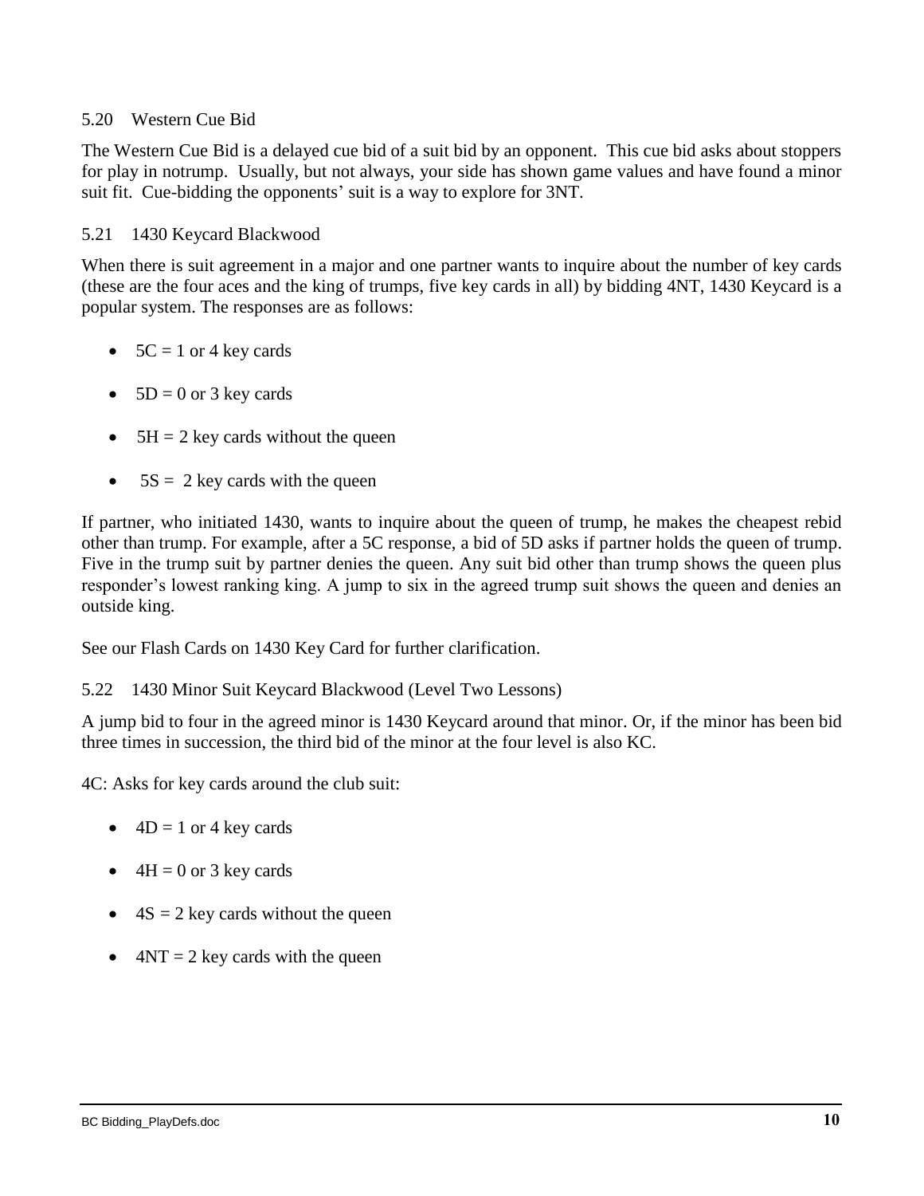### 5.20 Western Cue Bid

The Western Cue Bid is a delayed cue bid of a suit bid by an opponent. This cue bid asks about stoppers for play in notrump. Usually, but not always, your side has shown game values and have found a minor suit fit. Cue-bidding the opponents' suit is a way to explore for 3NT.

### 5.21 1430 Keycard Blackwood

When there is suit agreement in a major and one partner wants to inquire about the number of key cards (these are the four aces and the king of trumps, five key cards in all) by bidding 4NT, 1430 Keycard is a popular system. The responses are as follows:

- 5C = 1 or 4 key cards
- 5D = 0 or 3 key cards
- 5H = 2 key cards without the queen
- 5S = 2 key cards with the queen

If partner, who initiated 1430, wants to inquire about the queen of trump, he makes the cheapest rebid other than trump. For example, after a 5C response, a bid of 5D asks if partner holds the queen of trump. Five in the trump suit by partner denies the queen. Any suit bid other than trump shows the queen plus responder's lowest ranking king. A jump to six in the agreed trump suit shows the queen and denies an outside king.

See our Flash Cards on 1430 Key Card for further clarification.

### 5.22 1430 Minor Suit Keycard Blackwood (Level Two Lessons)

A jump bid to four in the agreed minor is 1430 Keycard around that minor. Or, if the minor has been bid three times in succession, the third bid of the minor at the four level is also KC.

4C: Asks for key cards around the club suit:

- 4D = 1 or 4 key cards
- 4H = 0 or 3 key cards
- 4S = 2 key cards without the queen
- 4NT = 2 key cards with the queen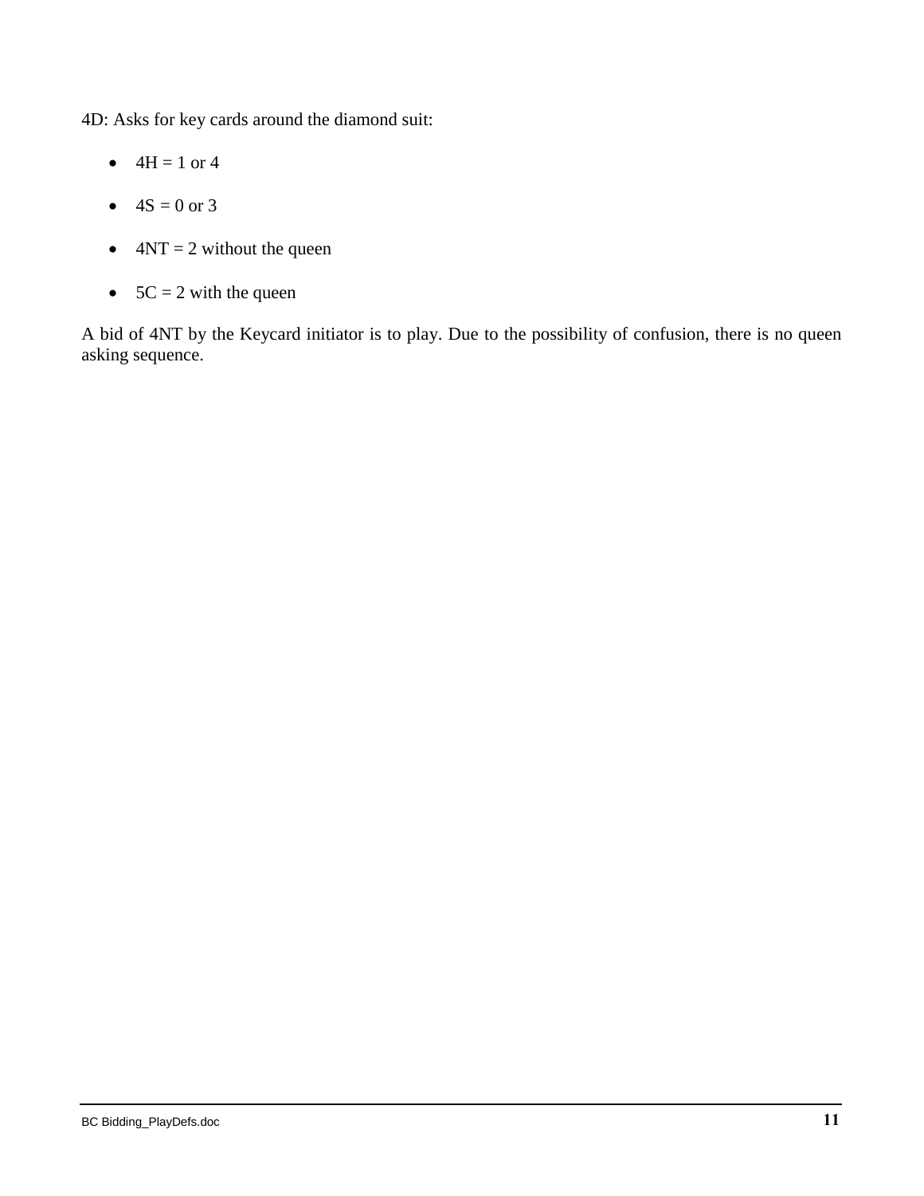4D: Asks for key cards around the diamond suit:

- 4H = 1 or 4
- 4S = 0 or 3
- 4NT = 2 without the queen
- 5C = 2 with the queen

A bid of 4NT by the Keycard initiator is to play. Due to the possibility of confusion, there is no queen asking sequence.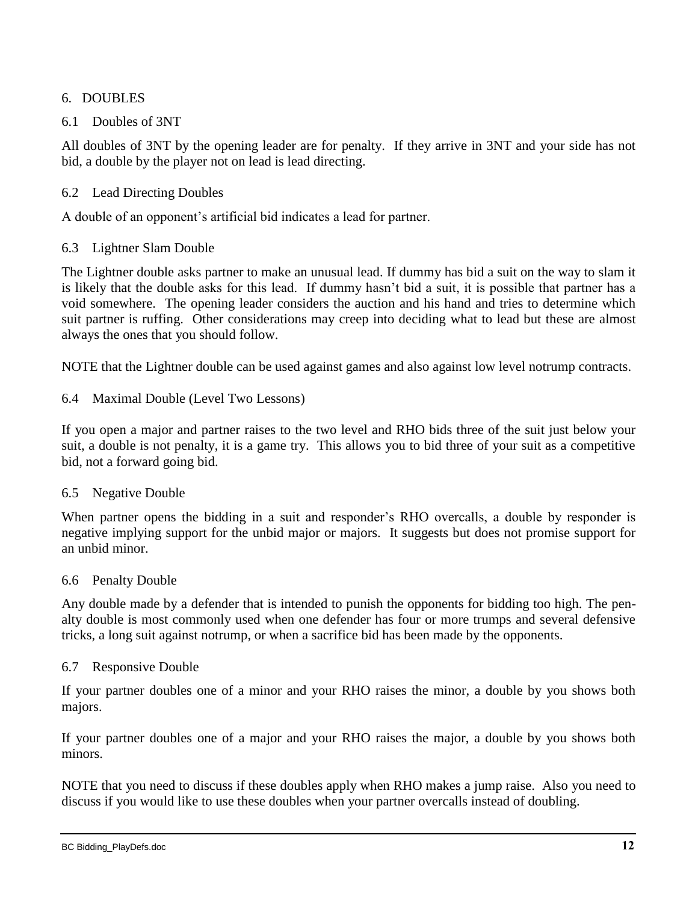## 6. DOUBLES

### 6.1 Doubles of 3NT

All doubles of 3NT by the opening leader are for penalty. If they arrive in 3NT and your side has not bid, a double by the player not on lead is lead directing.

### 6.2 Lead Directing Doubles

A double of an opponent's artificial bid indicates a lead for partner.

### 6.3 Lightner Slam Double

The Lightner double asks partner to make an unusual lead. If dummy has bid a suit on the way to slam it is likely that the double asks for this lead. If dummy hasn't bid a suit, it is possible that partner has a void somewhere. The opening leader considers the auction and his hand and tries to determine which suit partner is ruffing. Other considerations may creep into deciding what to lead but these are almost always the ones that you should follow.

NOTE that the Lightner double can be used against games and also against low level notrump contracts.

### 6.4 Maximal Double (Level Two Lessons)

If you open a major and partner raises to the two level and RHO bids three of the suit just below your suit, a double is not penalty, it is a game try. This allows you to bid three of your suit as a competitive bid, not a forward going bid.

### 6.5 Negative Double

When partner opens the bidding in a suit and responder's RHO overcalls, a double by responder is negative implying support for the unbid major or majors. It suggests but does not promise support for an unbid minor.

### 6.6 Penalty Double

Any double made by a defender that is intended to punish the opponents for bidding too high. The penalty double is most commonly used when one defender has four or more trumps and several defensive tricks, a long suit against notrump, or when a sacrifice bid has been made by the opponents.

### 6.7 Responsive Double

If your partner doubles one of a minor and your RHO raises the minor, a double by you shows both majors.

If your partner doubles one of a major and your RHO raises the major, a double by you shows both minors.

NOTE that you need to discuss if these doubles apply when RHO makes a jump raise. Also you need to discuss if you would like to use these doubles when your partner overcalls instead of doubling.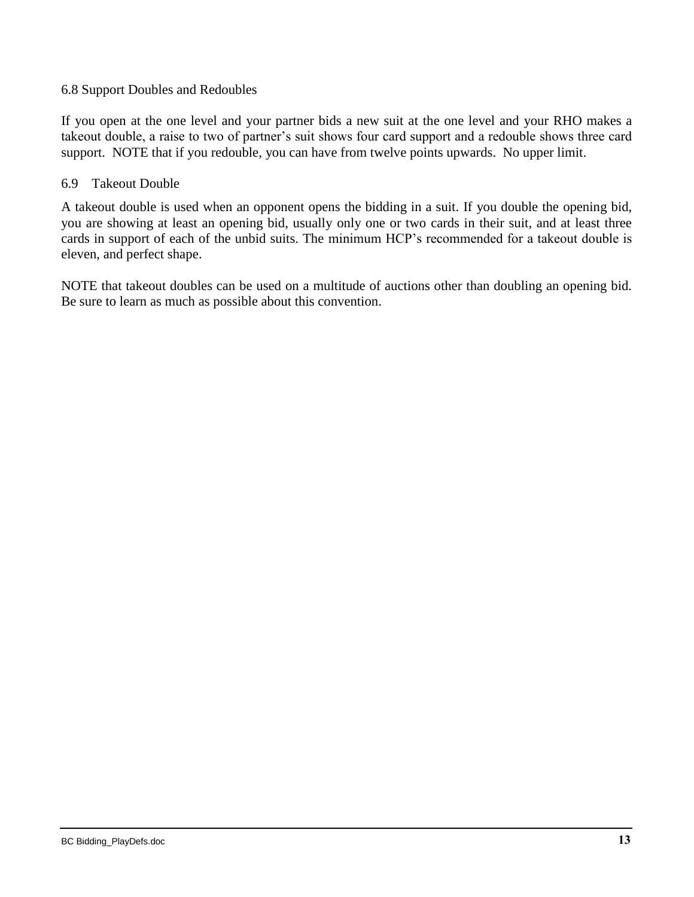### 6.8 Support Doubles and Redoubles

If you open at the one level and your partner bids a new suit at the one level and your RHO makes a takeout double, a raise to two of partner's suit shows four card support and a redouble shows three card support. NOTE that if you redouble, you can have from twelve points upwards. No upper limit.

### 6.9 Takeout Double

A takeout double is used when an opponent opens the bidding in a suit. If you double the opening bid, you are showing at least an opening bid, usually only one or two cards in their suit, and at least three cards in support of each of the unbid suits. The minimum HCP's recommended for a takeout double is eleven, and perfect shape.

NOTE that takeout doubles can be used on a multitude of auctions other than doubling an opening bid. Be sure to learn as much as possible about this convention.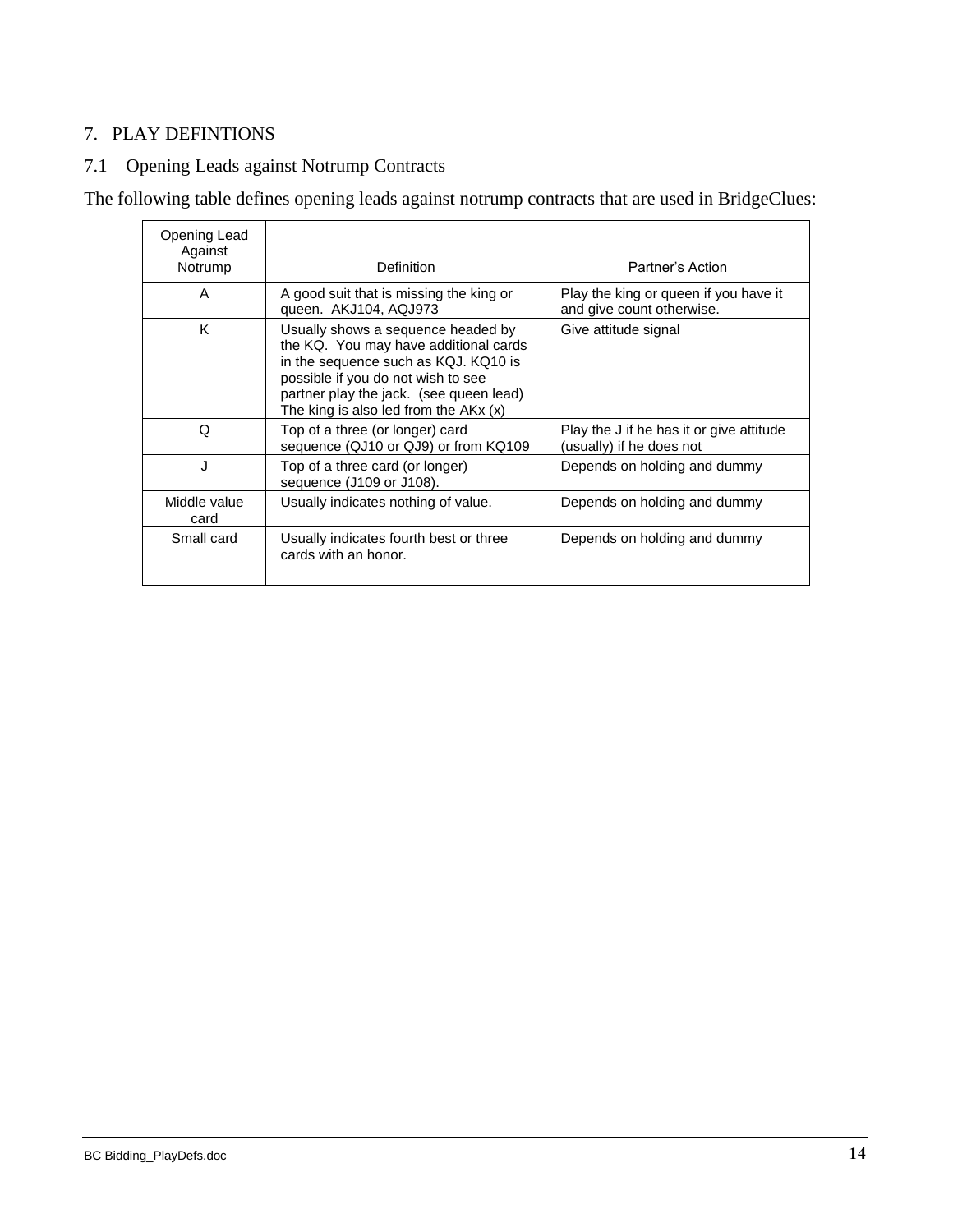# 7. PLAY DEFINTIONS

## 7.1 Opening Leads against Notrump Contracts

The following table defines opening leads against notrump contracts that are used in BridgeClues:

| Opening Lead Against Notrump | Definition | Partner's Action |
|---|---|---|
| A | A good suit that is missing the king or queen. AKJ104, AQJ973 | Play the king or queen if you have it and give count otherwise. |
| K | Usually shows a sequence headed by the KQ. You may have additional cards in the sequence such as KQJ. KQ10 is possible if you do not wish to see partner play the jack. (see queen lead) The king is also led from the AKx (x) | Give attitude signal |
| Q | Top of a three (or longer) card sequence (QJ10 or QJ9) or from KQ109 | Play the J if he has it or give attitude (usually) if he does not |
| J | Top of a three card (or longer) sequence (J109 or J108). | Depends on holding and dummy |
| Middle value card | Usually indicates nothing of value. | Depends on holding and dummy |
| Small card | Usually indicates fourth best or three cards with an honor. | Depends on holding and dummy |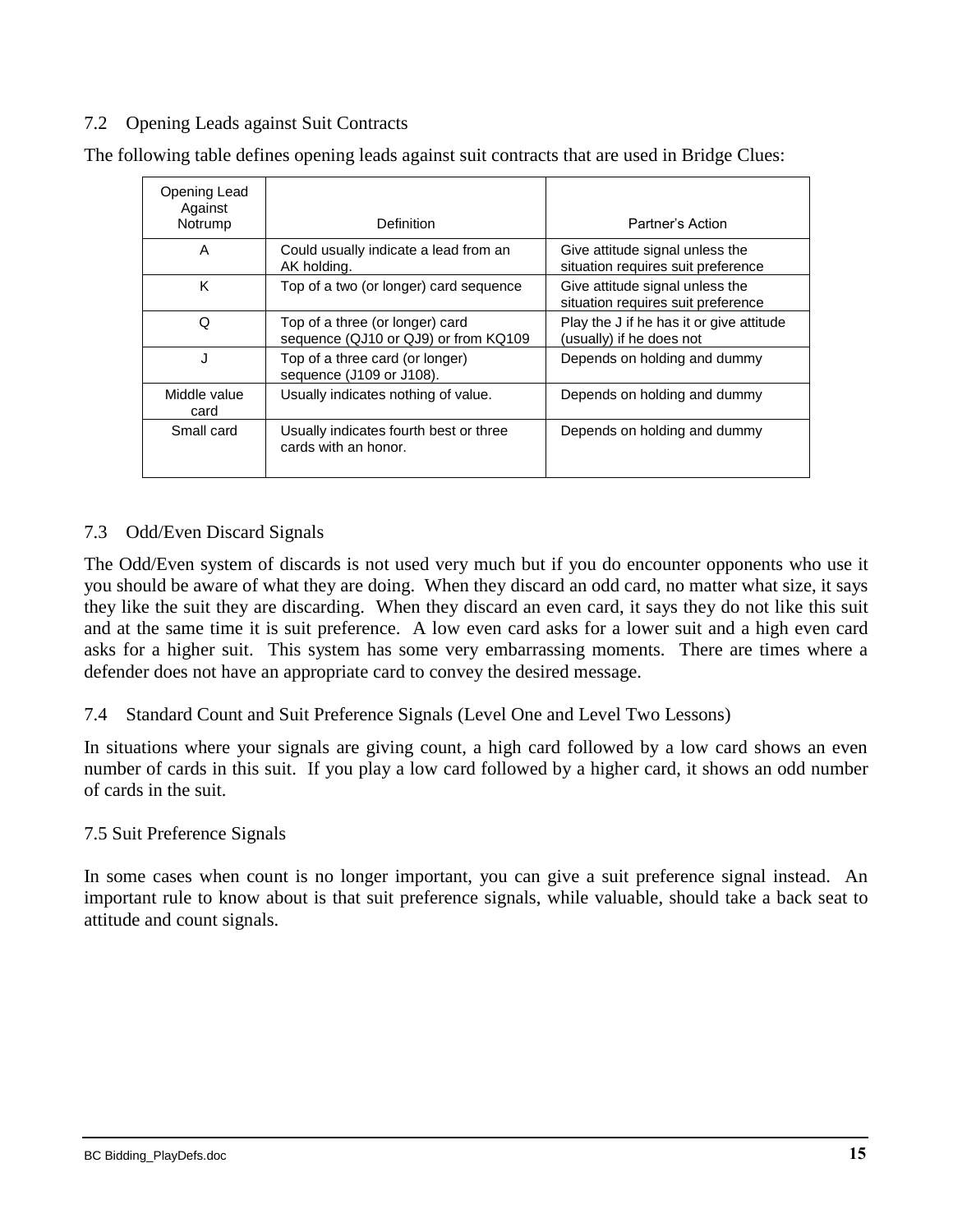## 7.2 Opening Leads against Suit Contracts

The following table defines opening leads against suit contracts that are used in Bridge Clues:

| Opening Lead Against Notrump | Definition | Partner's Action |
|---|---|---|
| A | Could usually indicate a lead from an AK holding. | Give attitude signal unless the situation requires suit preference |
| K | Top of a two (or longer) card sequence | Give attitude signal unless the situation requires suit preference |
| Q | Top of a three (or longer) card sequence (QJ10 or QJ9) or from KQ109 | Play the J if he has it or give attitude (usually) if he does not |
| J | Top of a three card (or longer) sequence (J109 or J108). | Depends on holding and dummy |
| Middle value card | Usually indicates nothing of value. | Depends on holding and dummy |
| Small card | Usually indicates fourth best or three cards with an honor. | Depends on holding and dummy |

## 7.3 Odd/Even Discard Signals

The Odd/Even system of discards is not used very much but if you do encounter opponents who use it you should be aware of what they are doing. When they discard an odd card, no matter what size, it says they like the suit they are discarding. When they discard an even card, it says they do not like this suit and at the same time it is suit preference. A low even card asks for a lower suit and a high even card asks for a higher suit. This system has some very embarrassing moments. There are times where a defender does not have an appropriate card to convey the desired message.

## 7.4 Standard Count and Suit Preference Signals (Level One and Level Two Lessons)

In situations where your signals are giving count, a high card followed by a low card shows an even number of cards in this suit. If you play a low card followed by a higher card, it shows an odd number of cards in the suit.

## 7.5 Suit Preference Signals

In some cases when count is no longer important, you can give a suit preference signal instead. An important rule to know about is that suit preference signals, while valuable, should take a back seat to attitude and count signals.